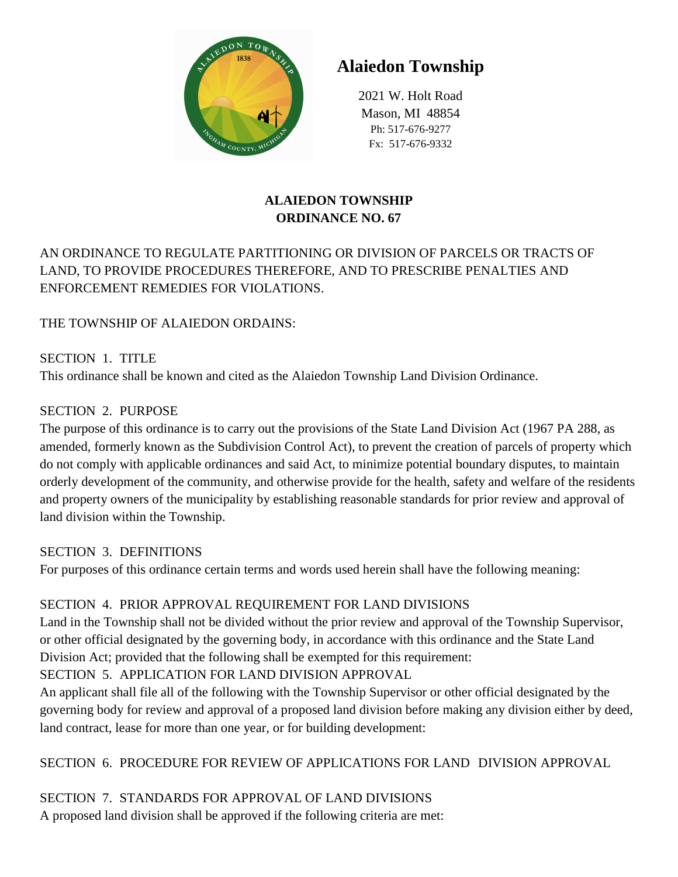# Alaiedon Township

2021 W. Holt Road
Mason, MI 48854
Ph: 517-676-9277
Fx: 517-676-9332

## ALAIEDON TOWNSHIP
## ORDINANCE NO. 67

AN ORDINANCE TO REGULATE PARTITIONING OR DIVISION OF PARCELS OR TRACTS OF LAND, TO PROVIDE PROCEDURES THEREFORE, AND TO PRESCRIBE PENALTIES AND ENFORCEMENT REMEDIES FOR VIOLATIONS.

THE TOWNSHIP OF ALAIEDON ORDAINS:

SECTION 1. TITLE
This ordinance shall be known and cited as the Alaiedon Township Land Division Ordinance.

SECTION 2. PURPOSE
The purpose of this ordinance is to carry out the provisions of the State Land Division Act (1967 PA 288, as amended, formerly known as the Subdivision Control Act), to prevent the creation of parcels of property which do not comply with applicable ordinances and said Act, to minimize potential boundary disputes, to maintain orderly development of the community, and otherwise provide for the health, safety and welfare of the residents and property owners of the municipality by establishing reasonable standards for prior review and approval of land division within the Township.

SECTION 3. DEFINITIONS
For purposes of this ordinance certain terms and words used herein shall have the following meaning:

SECTION 4. PRIOR APPROVAL REQUIREMENT FOR LAND DIVISIONS
Land in the Township shall not be divided without the prior review and approval of the Township Supervisor, or other official designated by the governing body, in accordance with this ordinance and the State Land Division Act; provided that the following shall be exempted for this requirement:

SECTION 5. APPLICATION FOR LAND DIVISION APPROVAL
An applicant shall file all of the following with the Township Supervisor or other official designated by the governing body for review and approval of a proposed land division before making any division either by deed, land contract, lease for more than one year, or for building development:

SECTION 6. PROCEDURE FOR REVIEW OF APPLICATIONS FOR LAND DIVISION APPROVAL

SECTION 7. STANDARDS FOR APPROVAL OF LAND DIVISIONS
A proposed land division shall be approved if the following criteria are met: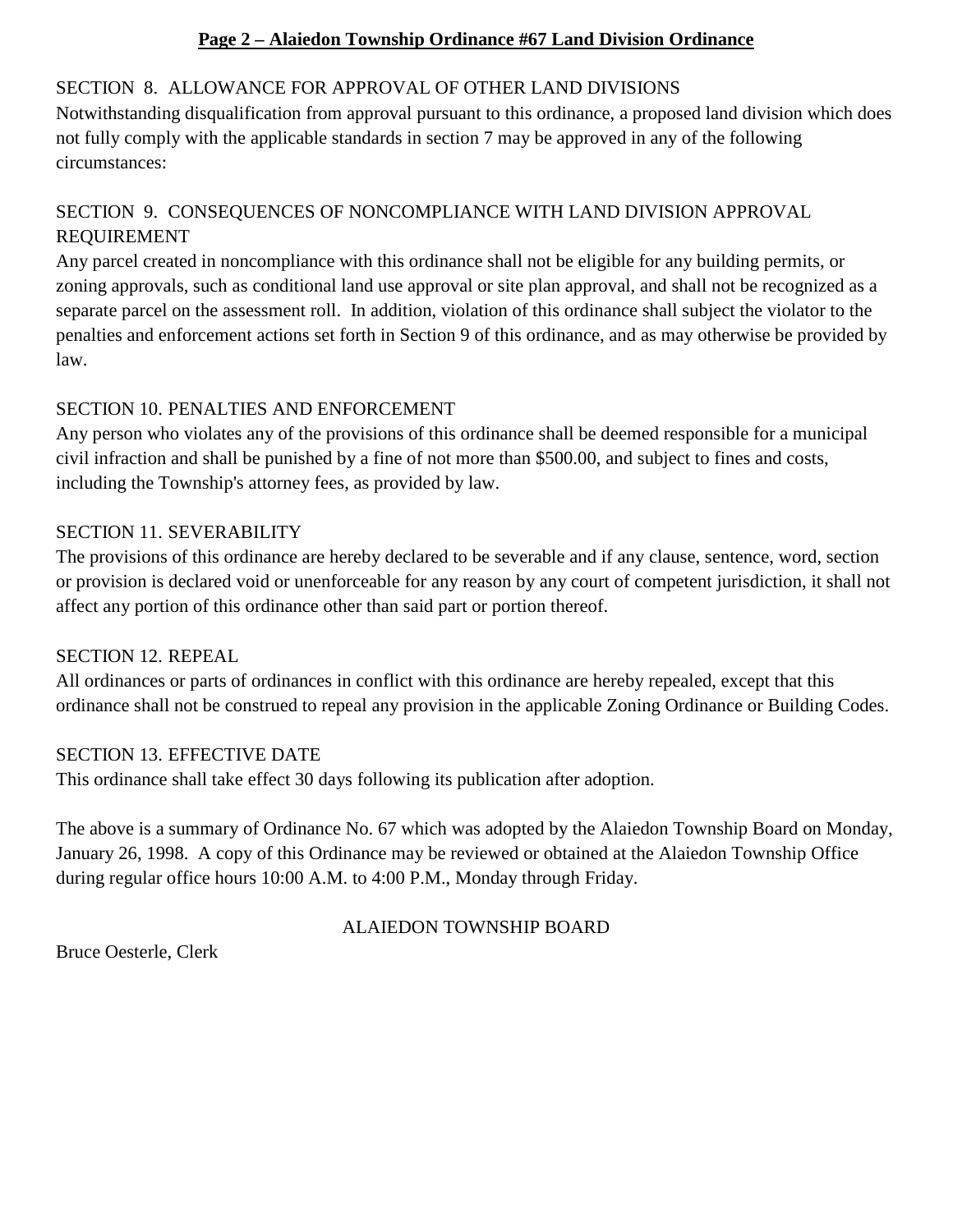SECTION 8. ALLOWANCE FOR APPROVAL OF OTHER LAND DIVISIONS

Notwithstanding disqualification from approval pursuant to this ordinance, a proposed land division which does not fully comply with the applicable standards in section 7 may be approved in any of the following circumstances:

SECTION 9. CONSEQUENCES OF NONCOMPLIANCE WITH LAND DIVISION APPROVAL REQUIREMENT

Any parcel created in noncompliance with this ordinance shall not be eligible for any building permits, or zoning approvals, such as conditional land use approval or site plan approval, and shall not be recognized as a separate parcel on the assessment roll. In addition, violation of this ordinance shall subject the violator to the penalties and enforcement actions set forth in Section 9 of this ordinance, and as may otherwise be provided by law.

SECTION 10. PENALTIES AND ENFORCEMENT

Any person who violates any of the provisions of this ordinance shall be deemed responsible for a municipal civil infraction and shall be punished by a fine of not more than $500.00, and subject to fines and costs, including the Township's attorney fees, as provided by law.

SECTION 11. SEVERABILITY

The provisions of this ordinance are hereby declared to be severable and if any clause, sentence, word, section or provision is declared void or unenforceable for any reason by any court of competent jurisdiction, it shall not affect any portion of this ordinance other than said part or portion thereof.

SECTION 12. REPEAL

All ordinances or parts of ordinances in conflict with this ordinance are hereby repealed, except that this ordinance shall not be construed to repeal any provision in the applicable Zoning Ordinance or Building Codes.

SECTION 13. EFFECTIVE DATE

This ordinance shall take effect 30 days following its publication after adoption.

The above is a summary of Ordinance No. 67 which was adopted by the Alaiedon Township Board on Monday, January 26, 1998. A copy of this Ordinance may be reviewed or obtained at the Alaiedon Township Office during regular office hours 10:00 A.M. to 4:00 P.M., Monday through Friday.

ALAIEDON TOWNSHIP BOARD

Bruce Oesterle, Clerk